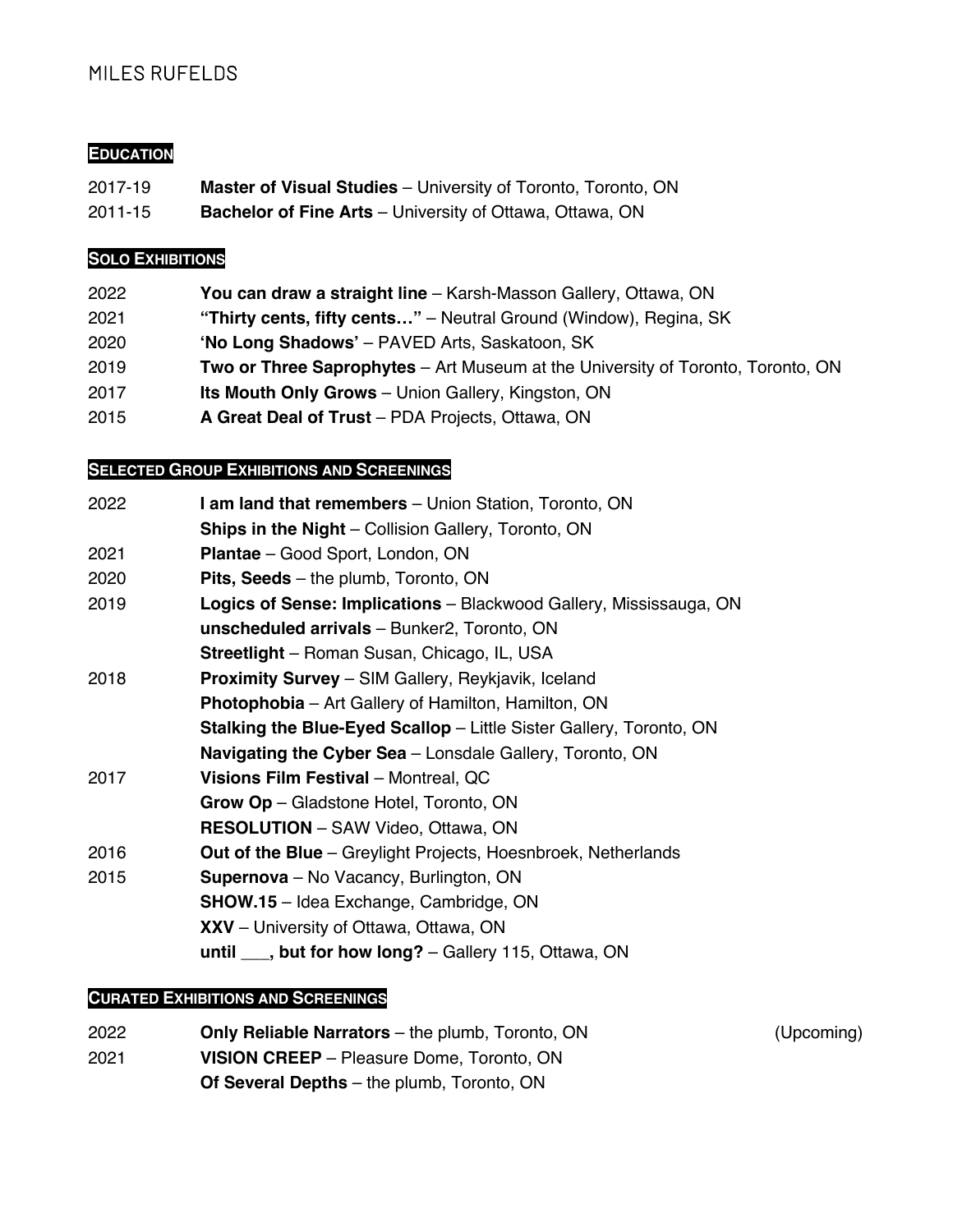# MILES RUFELDS

## EDUCATION

| | |
|---|---|
| 2017-19 | **Master of Visual Studies** – University of Toronto, Toronto, ON |
| 2011-15 | **Bachelor of Fine Arts** – University of Ottawa, Ottawa, ON |

## SOLO EXHIBITIONS

| | |
|---|---|
| 2022 | **You can draw a straight line** – Karsh-Masson Gallery, Ottawa, ON |
| 2021 | **"Thirty cents, fifty cents…"** – Neutral Ground (Window), Regina, SK |
| 2020 | **'No Long Shadows'** – PAVED Arts, Saskatoon, SK |
| 2019 | **Two or Three Saprophytes** – Art Museum at the University of Toronto, Toronto, ON |
| 2017 | **Its Mouth Only Grows** – Union Gallery, Kingston, ON |
| 2015 | **A Great Deal of Trust** – PDA Projects, Ottawa, ON |

## SELECTED GROUP EXHIBITIONS AND SCREENINGS

| | |
|---|---|
| 2022 | **I am land that remembers** – Union Station, Toronto, ON |
| | **Ships in the Night** – Collision Gallery, Toronto, ON |
| 2021 | **Plantae** – Good Sport, London, ON |
| 2020 | **Pits, Seeds** – the plumb, Toronto, ON |
| 2019 | **Logics of Sense: Implications** – Blackwood Gallery, Mississauga, ON |
| | **unscheduled arrivals** – Bunker2, Toronto, ON |
| | **Streetlight** – Roman Susan, Chicago, IL, USA |
| 2018 | **Proximity Survey** – SIM Gallery, Reykjavik, Iceland |
| | **Photophobia** – Art Gallery of Hamilton, Hamilton, ON |
| | **Stalking the Blue-Eyed Scallop** – Little Sister Gallery, Toronto, ON |
| | **Navigating the Cyber Sea** – Lonsdale Gallery, Toronto, ON |
| 2017 | **Visions Film Festival** – Montreal, QC |
| | **Grow Op** – Gladstone Hotel, Toronto, ON |
| | **RESOLUTION** – SAW Video, Ottawa, ON |
| 2016 | **Out of the Blue** – Greylight Projects, Hoesnbroek, Netherlands |
| 2015 | **Supernova** – No Vacancy, Burlington, ON |
| | **SHOW.15** – Idea Exchange, Cambridge, ON |
| | **XXV** – University of Ottawa, Ottawa, ON |
| | **until ___, but for how long?** – Gallery 115, Ottawa, ON |

## CURATED EXHIBITIONS AND SCREENINGS

| | | |
|---|---|---|
| 2022 | **Only Reliable Narrators** – the plumb, Toronto, ON | (Upcoming) |
| 2021 | **VISION CREEP** – Pleasure Dome, Toronto, ON | |
| | **Of Several Depths** – the plumb, Toronto, ON | |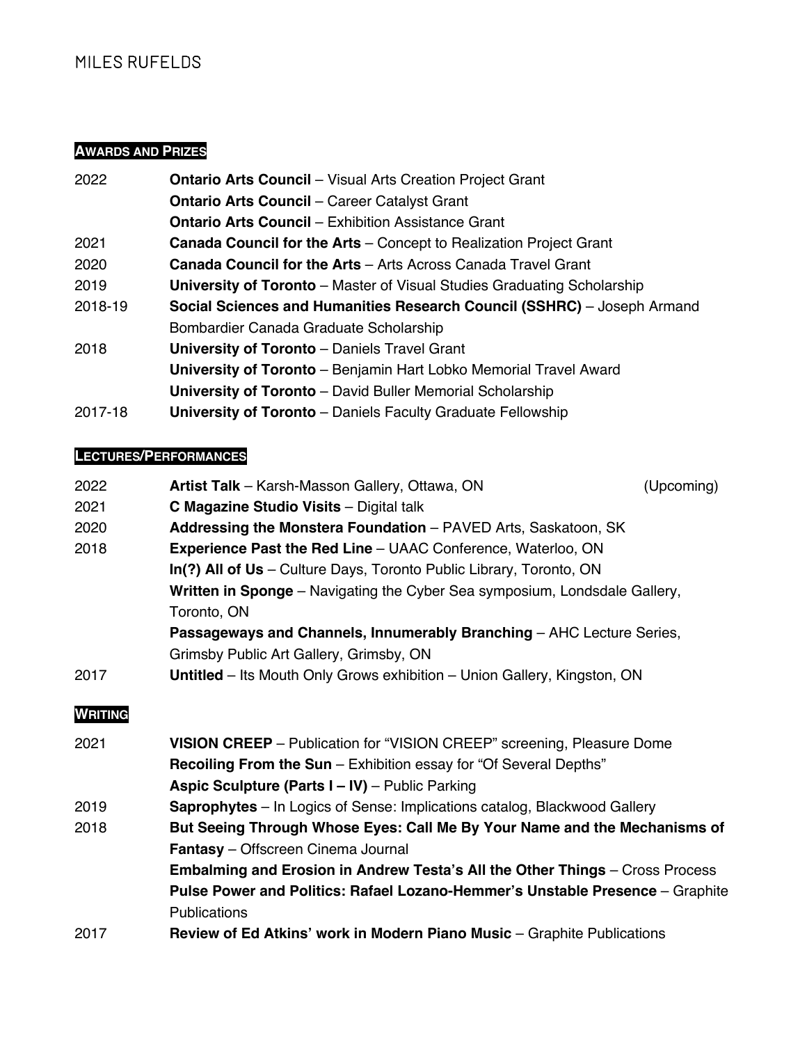## AWARDS AND PRIZES

| | |
|---|---|
| 2022 | **Ontario Arts Council** – Visual Arts Creation Project Grant |
| | **Ontario Arts Council** – Career Catalyst Grant |
| | **Ontario Arts Council** – Exhibition Assistance Grant |
| 2021 | **Canada Council for the Arts** – Concept to Realization Project Grant |
| 2020 | **Canada Council for the Arts** – Arts Across Canada Travel Grant |
| 2019 | **University of Toronto** – Master of Visual Studies Graduating Scholarship |
| 2018-19 | **Social Sciences and Humanities Research Council (SSHRC)** – Joseph Armand Bombardier Canada Graduate Scholarship |
| 2018 | **University of Toronto** – Daniels Travel Grant |
| | **University of Toronto** – Benjamin Hart Lobko Memorial Travel Award |
| | **University of Toronto** – David Buller Memorial Scholarship |
| 2017-18 | **University of Toronto** – Daniels Faculty Graduate Fellowship |

## LECTURES/PERFORMANCES

| | |
|---|---|
| 2022 | **Artist Talk** – Karsh-Masson Gallery, Ottawa, ON (Upcoming) |
| 2021 | **C Magazine Studio Visits** – Digital talk |
| 2020 | **Addressing the Monstera Foundation** – PAVED Arts, Saskatoon, SK |
| 2018 | **Experience Past the Red Line** – UAAC Conference, Waterloo, ON |
| | **In(?) All of Us** – Culture Days, Toronto Public Library, Toronto, ON |
| | **Written in Sponge** – Navigating the Cyber Sea symposium, Londsdale Gallery, Toronto, ON |
| | **Passageways and Channels, Innumerably Branching** – AHC Lecture Series, Grimsby Public Art Gallery, Grimsby, ON |
| 2017 | **Untitled** – Its Mouth Only Grows exhibition – Union Gallery, Kingston, ON |

## WRITING

| | |
|---|---|
| 2021 | **VISION CREEP** – Publication for "VISION CREEP" screening, Pleasure Dome |
| | **Recoiling From the Sun** – Exhibition essay for "Of Several Depths" |
| | **Aspic Sculpture (Parts I – IV)** – Public Parking |
| 2019 | **Saprophytes** – In Logics of Sense: Implications catalog, Blackwood Gallery |
| 2018 | **But Seeing Through Whose Eyes: Call Me By Your Name and the Mechanisms of Fantasy** – Offscreen Cinema Journal |
| | **Embalming and Erosion in Andrew Testa's All the Other Things** – Cross Process |
| | **Pulse Power and Politics: Rafael Lozano-Hemmer's Unstable Presence** – Graphite Publications |
| 2017 | **Review of Ed Atkins' work in Modern Piano Music** – Graphite Publications |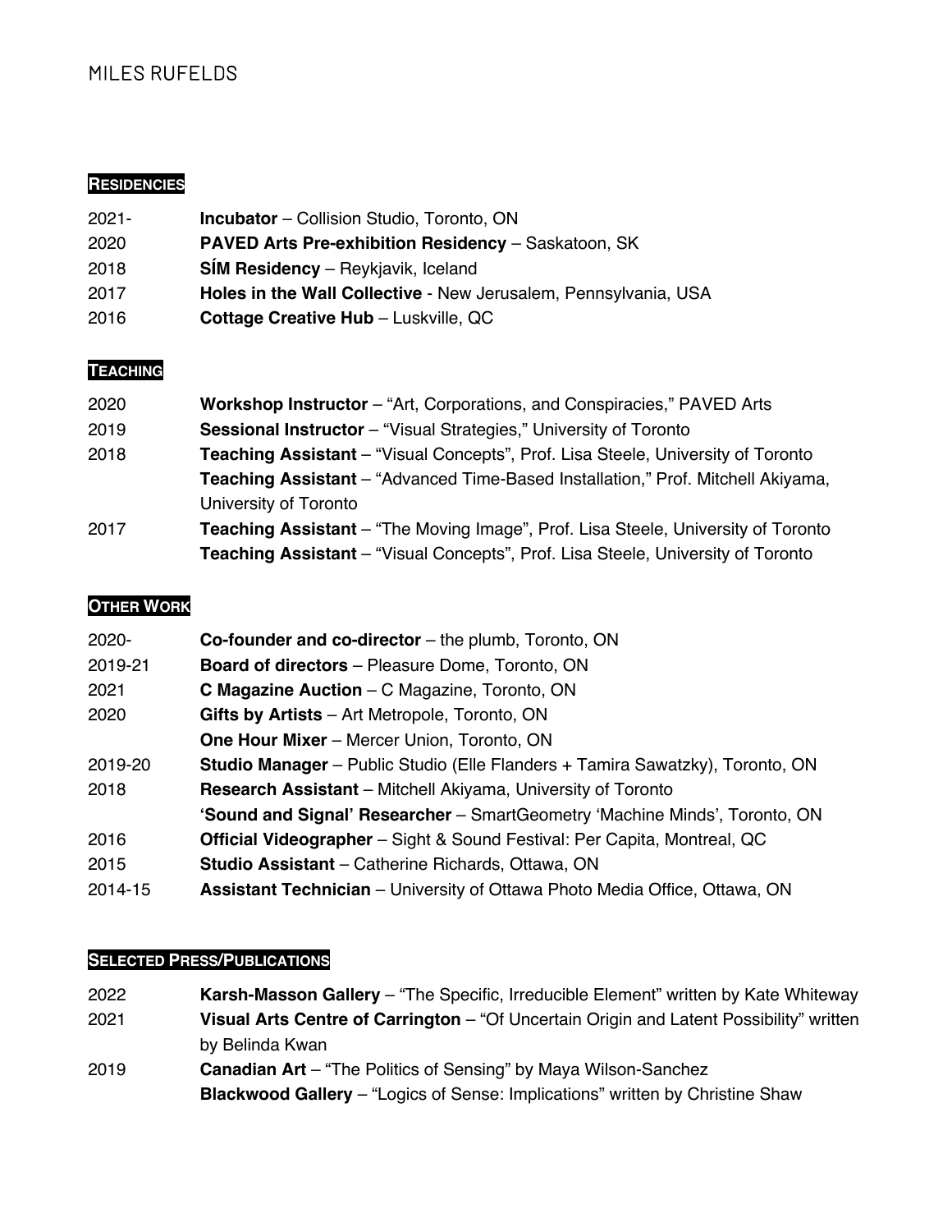# MILES RUFELDS

## RESIDENCIES

2021- **Incubator** – Collision Studio, Toronto, ON
2020 **PAVED Arts Pre-exhibition Residency** – Saskatoon, SK
2018 **SÍM Residency** – Reykjavik, Iceland
2017 **Holes in the Wall Collective** - New Jerusalem, Pennsylvania, USA
2016 **Cottage Creative Hub** – Luskville, QC

## TEACHING

2020 **Workshop Instructor** – "Art, Corporations, and Conspiracies," PAVED Arts
2019 **Sessional Instructor** – "Visual Strategies," University of Toronto
2018 **Teaching Assistant** – "Visual Concepts", Prof. Lisa Steele, University of Toronto
**Teaching Assistant** – "Advanced Time-Based Installation," Prof. Mitchell Akiyama, University of Toronto
2017 **Teaching Assistant** – "The Moving Image", Prof. Lisa Steele, University of Toronto
**Teaching Assistant** – "Visual Concepts", Prof. Lisa Steele, University of Toronto

## OTHER WORK

2020- **Co-founder and co-director** – the plumb, Toronto, ON
2019-21 **Board of directors** – Pleasure Dome, Toronto, ON
2021 **C Magazine Auction** – C Magazine, Toronto, ON
2020 **Gifts by Artists** – Art Metropole, Toronto, ON
**One Hour Mixer** – Mercer Union, Toronto, ON
2019-20 **Studio Manager** – Public Studio (Elle Flanders + Tamira Sawatzky), Toronto, ON
2018 **Research Assistant** – Mitchell Akiyama, University of Toronto
**'Sound and Signal' Researcher** – SmartGeometry 'Machine Minds', Toronto, ON
2016 **Official Videographer** – Sight & Sound Festival: Per Capita, Montreal, QC
2015 **Studio Assistant** – Catherine Richards, Ottawa, ON
2014-15 **Assistant Technician** – University of Ottawa Photo Media Office, Ottawa, ON

## SELECTED PRESS/PUBLICATIONS

2022 **Karsh-Masson Gallery** – "The Specific, Irreducible Element" written by Kate Whiteway
2021 **Visual Arts Centre of Carrington** – "Of Uncertain Origin and Latent Possibility" written by Belinda Kwan
2019 **Canadian Art** – "The Politics of Sensing" by Maya Wilson-Sanchez
**Blackwood Gallery** – "Logics of Sense: Implications" written by Christine Shaw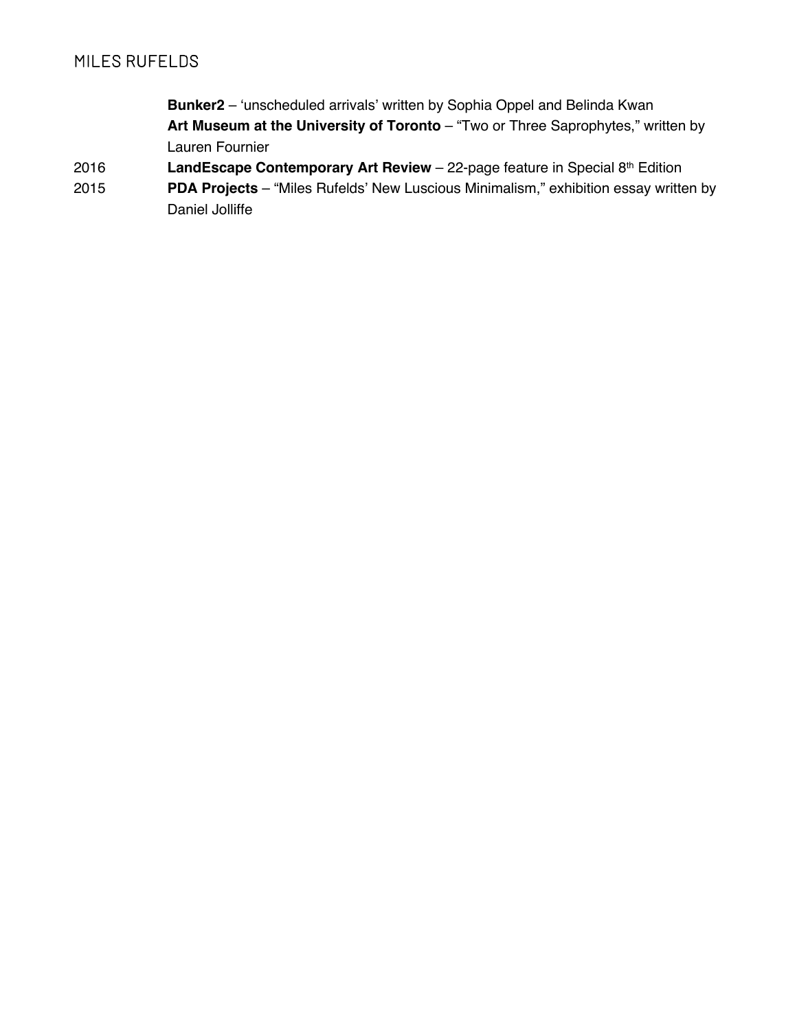**Bunker2** – ‘unscheduled arrivals’ written by Sophia Oppel and Belinda Kwan

**Art Museum at the University of Toronto** – “Two or Three Saprophytes,” written by Lauren Fournier

2016 **LandEscape Contemporary Art Review** – 22-page feature in Special 8th Edition

2015 **PDA Projects** – “Miles Rufelds’ New Luscious Minimalism,” exhibition essay written by Daniel Jolliffe